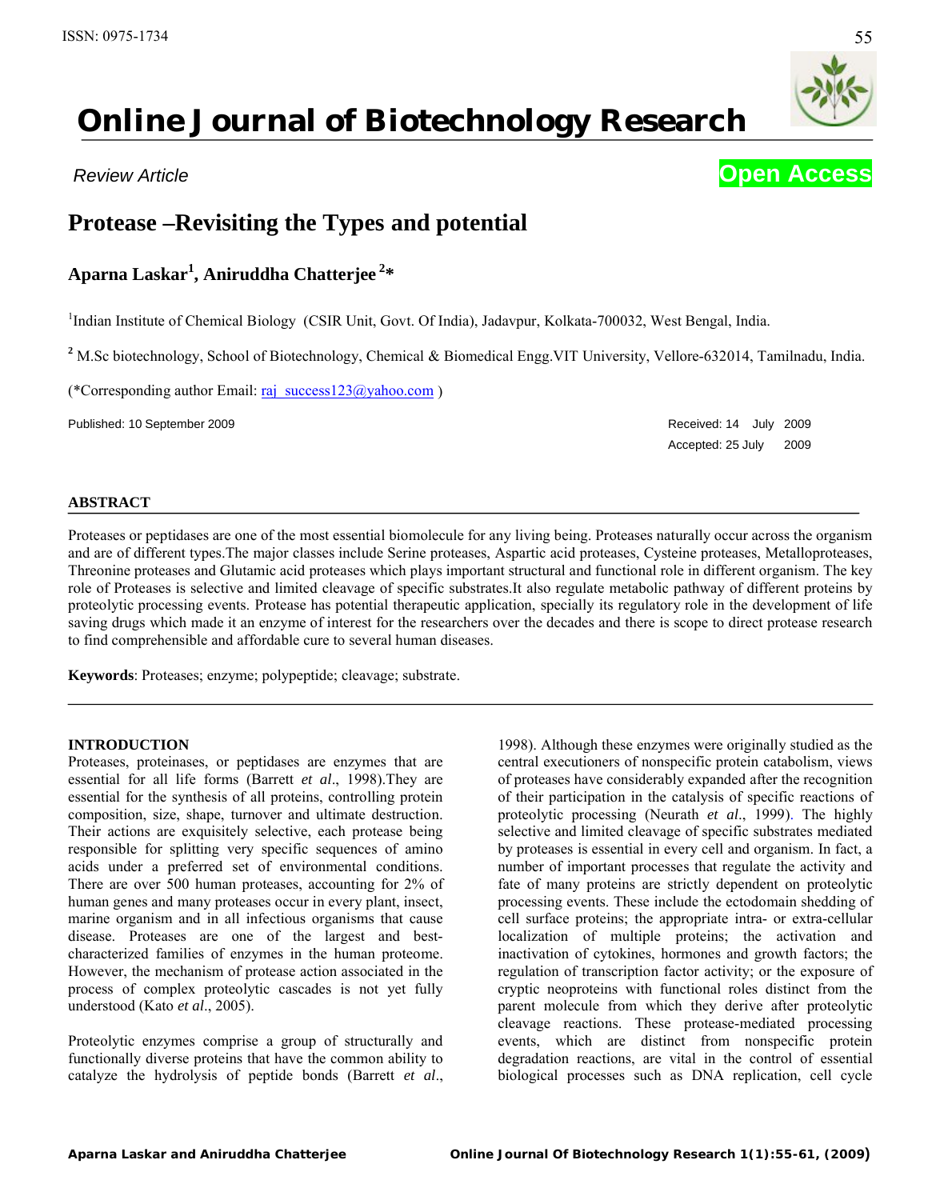ISSN: 0975-1734

# Online Journal of Biotechnology Research

*Review Article*

**Open Access**

## Protease –Revisiting the Types and potential

**Aparna Laskar[1], Aniruddha Chatterjee [2]***

[1]Indian Institute of Chemical Biology (CSIR Unit, Govt. Of India), Jadavpur, Kolkata-700032, West Bengal, India.

[2] M.Sc biotechnology, School of Biotechnology, Chemical & Biomedical Engg.VIT University, Vellore-632014, Tamilnadu, India.

(*Corresponding author Email: raj_success123@yahoo.com )

Published: 10 September 2009

Received: 14 July 2009

Accepted: 25 July 2009

### ABSTRACT

Proteases or peptidases are one of the most essential biomolecule for any living being. Proteases naturally occur across the organism and are of different types.The major classes include Serine proteases, Aspartic acid proteases, Cysteine proteases, Metalloproteases, Threonine proteases and Glutamic acid proteases which plays important structural and functional role in different organism. The key role of Proteases is selective and limited cleavage of specific substrates.It also regulate metabolic pathway of different proteins by proteolytic processing events. Protease has potential therapeutic application, specially its regulatory role in the development of life saving drugs which made it an enzyme of interest for the researchers over the decades and there is scope to direct protease research to find comprehensible and affordable cure to several human diseases.

**Keywords**: Proteases; enzyme; polypeptide; cleavage; substrate.

### INTRODUCTION

Proteases, proteinases, or peptidases are enzymes that are essential for all life forms (Barrett *et al*., 1998).They are essential for the synthesis of all proteins, controlling protein composition, size, shape, turnover and ultimate destruction. Their actions are exquisitely selective, each protease being responsible for splitting very specific sequences of amino acids under a preferred set of environmental conditions. There are over 500 human proteases, accounting for 2% of human genes and many proteases occur in every plant, insect, marine organism and in all infectious organisms that cause disease. Proteases are one of the largest and best-characterized families of enzymes in the human proteome. However, the mechanism of protease action associated in the process of complex proteolytic cascades is not yet fully understood (Kato *et al*., 2005).

Proteolytic enzymes comprise a group of structurally and functionally diverse proteins that have the common ability to catalyze the hydrolysis of peptide bonds (Barrett *et al*., 1998). Although these enzymes were originally studied as the central executioners of nonspecific protein catabolism, views of proteases have considerably expanded after the recognition of their participation in the catalysis of specific reactions of proteolytic processing (Neurath *et al*., 1999). The highly selective and limited cleavage of specific substrates mediated by proteases is essential in every cell and organism. In fact, a number of important processes that regulate the activity and fate of many proteins are strictly dependent on proteolytic processing events. These include the ectodomain shedding of cell surface proteins; the appropriate intra- or extra-cellular localization of multiple proteins; the activation and inactivation of cytokines, hormones and growth factors; the regulation of transcription factor activity; or the exposure of cryptic neoproteins with functional roles distinct from the parent molecule from which they derive after proteolytic cleavage reactions. These protease-mediated processing events, which are distinct from nonspecific protein degradation reactions, are vital in the control of essential biological processes such as DNA replication, cell cycle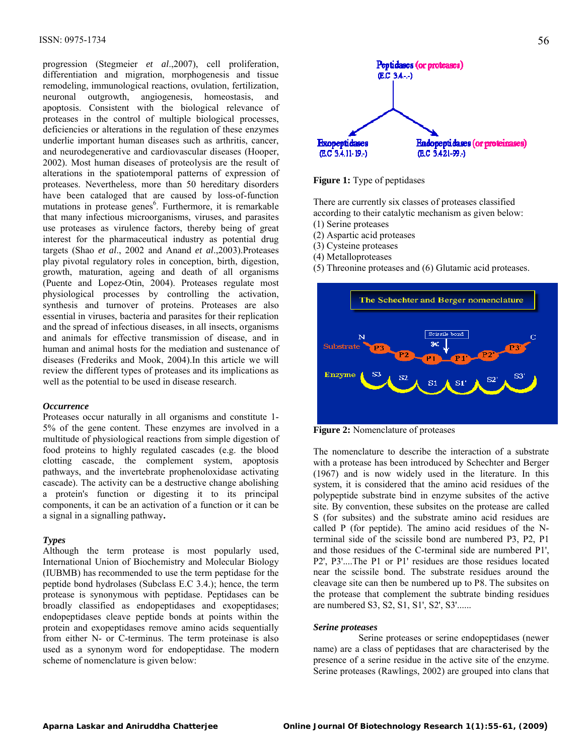progression (Stegmeier *et al*.,2007), cell proliferation, differentiation and migration, morphogenesis and tissue remodeling, immunological reactions, ovulation, fertilization, neuronal outgrowth, angiogenesis, homeostasis, and apoptosis. Consistent with the biological relevance of proteases in the control of multiple biological processes, deficiencies or alterations in the regulation of these enzymes underlie important human diseases such as arthritis, cancer, and neurodegenerative and cardiovascular diseases (Hooper, 2002). Most human diseases of proteolysis are the result of alterations in the spatiotemporal patterns of expression of proteases. Nevertheless, more than 50 hereditary disorders have been cataloged that are caused by loss-of-function mutations in protease genes[6]. Furthermore, it is remarkable that many infectious microorganisms, viruses, and parasites use proteases as virulence factors, thereby being of great interest for the pharmaceutical industry as potential drug targets (Shao *et al*., 2002 and Anand *et al*.,2003).Proteases play pivotal regulatory roles in conception, birth, digestion, growth, maturation, ageing and death of all organisms (Puente and Lopez-Otin, 2004). Proteases regulate most physiological processes by controlling the activation, synthesis and turnover of proteins. Proteases are also essential in viruses, bacteria and parasites for their replication and the spread of infectious diseases, in all insects, organisms and animals for effective transmission of disease, and in human and animal hosts for the mediation and sustenance of diseases (Frederiks and Mook, 2004).In this article we will review the different types of proteases and its implications as well as the potential to be used in disease research.

### *Occurrence*

Proteases occur naturally in all organisms and constitute 1-5% of the gene content. These enzymes are involved in a multitude of physiological reactions from simple digestion of food proteins to highly regulated cascades (e.g. the blood clotting cascade, the complement system, apoptosis pathways, and the invertebrate prophenoloxidase activating cascade). The activity can be a destructive change abolishing a protein's function or digesting it to its principal components, it can be an activation of a function or it can be a signal in a signalling pathway**.**

### *Types*

Although the term protease is most popularly used, International Union of Biochemistry and Molecular Biology (IUBMB) has recommended to use the term peptidase for the peptide bond hydrolases (Subclass E.C 3.4.); hence, the term protease is synonymous with peptidase. Peptidases can be broadly classified as endopeptidases and exopeptidases; endopeptidases cleave peptide bonds at points within the protein and exopeptidases remove amino acids sequentially from either N- or C-terminus. The term proteinase is also used as a synonym word for endopeptidase. The modern scheme of nomenclature is given below:

Peptidases (or proteases) (E.C 3.4.-.-)
- Exopeptidases (E.C 3.4.11-19.-)
- Endopeptidases (or proteinases) (E.C 3.4.21-99.-)

**Figure 1:** Type of peptidases

There are currently six classes of proteases classified according to their catalytic mechanism as given below:
(1) Serine proteases
(2) Aspartic acid proteases
(3) Cysteine proteases
(4) Metalloproteases
(5) Threonine proteases and (6) Glutamic acid proteases.

**Figure 2:** Nomenclature of proteases

The nomenclature to describe the interaction of a substrate with a protease has been introduced by Schechter and Berger (1967) and is now widely used in the literature. In this system, it is considered that the amino acid residues of the polypeptide substrate bind in enzyme subsites of the active site. By convention, these subsites on the protease are called S (for subsites) and the substrate amino acid residues are called P (for peptide). The amino acid residues of the N-terminal side of the scissile bond are numbered P3, P2, P1 and those residues of the C-terminal side are numbered P1', P2', P3'....The P1 or P1' residues are those residues located near the scissile bond. The substrate residues around the cleavage site can then be numbered up to P8. The subsites on the protease that complement the subtrate binding residues are numbered S3, S2, S1, S1', S2', S3'......

### *Serine proteases*

Serine proteases or serine endopeptidases (newer name) are a class of peptidases that are characterised by the presence of a serine residue in the active site of the enzyme. Serine proteases (Rawlings, 2002) are grouped into clans that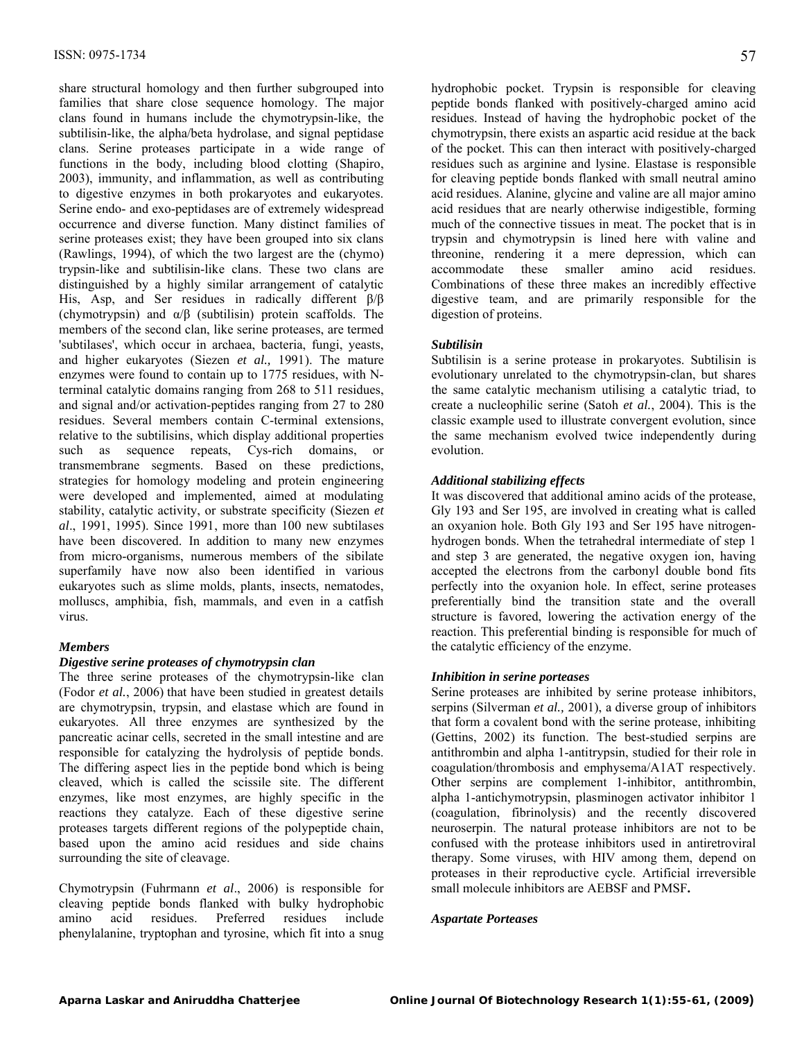share structural homology and then further subgrouped into families that share close sequence homology. The major clans found in humans include the chymotrypsin-like, the subtilisin-like, the alpha/beta hydrolase, and signal peptidase clans. Serine proteases participate in a wide range of functions in the body, including blood clotting (Shapiro, 2003), immunity, and inflammation, as well as contributing to digestive enzymes in both prokaryotes and eukaryotes. Serine endo- and exo-peptidases are of extremely widespread occurrence and diverse function. Many distinct families of serine proteases exist; they have been grouped into six clans (Rawlings, 1994), of which the two largest are the (chymo) trypsin-like and subtilisin-like clans. These two clans are distinguished by a highly similar arrangement of catalytic His, Asp, and Ser residues in radically different β/β (chymotrypsin) and α/β (subtilisin) protein scaffolds. The members of the second clan, like serine proteases, are termed 'subtilases', which occur in archaea, bacteria, fungi, yeasts, and higher eukaryotes (Siezen *et al.,* 1991). The mature enzymes were found to contain up to 1775 residues, with N-terminal catalytic domains ranging from 268 to 511 residues, and signal and/or activation-peptides ranging from 27 to 280 residues. Several members contain C-terminal extensions, relative to the subtilisins, which display additional properties such as sequence repeats, Cys-rich domains, or transmembrane segments. Based on these predictions, strategies for homology modeling and protein engineering were developed and implemented, aimed at modulating stability, catalytic activity, or substrate specificity (Siezen *et al*., 1991, 1995). Since 1991, more than 100 new subtilases have been discovered. In addition to many new enzymes from micro-organisms, numerous members of the sibilate superfamily have now also been identified in various eukaryotes such as slime molds, plants, insects, nematodes, molluscs, amphibia, fish, mammals, and even in a catfish virus.

### *Members*

#### *Digestive serine proteases of chymotrypsin clan*

The three serine proteases of the chymotrypsin-like clan (Fodor *et al.*, 2006) that have been studied in greatest details are chymotrypsin, trypsin, and elastase which are found in eukaryotes. All three enzymes are synthesized by the pancreatic acinar cells, secreted in the small intestine and are responsible for catalyzing the hydrolysis of peptide bonds. The differing aspect lies in the peptide bond which is being cleaved, which is called the scissile site. The different enzymes, like most enzymes, are highly specific in the reactions they catalyze. Each of these digestive serine proteases targets different regions of the polypeptide chain, based upon the amino acid residues and side chains surrounding the site of cleavage.

Chymotrypsin (Fuhrmann *et al*., 2006) is responsible for cleaving peptide bonds flanked with bulky hydrophobic amino acid residues. Preferred residues include phenylalanine, tryptophan and tyrosine, which fit into a snug hydrophobic pocket. Trypsin is responsible for cleaving peptide bonds flanked with positively-charged amino acid residues. Instead of having the hydrophobic pocket of the chymotrypsin, there exists an aspartic acid residue at the back of the pocket. This can then interact with positively-charged residues such as arginine and lysine. Elastase is responsible for cleaving peptide bonds flanked with small neutral amino acid residues. Alanine, glycine and valine are all major amino acid residues that are nearly otherwise indigestible, forming much of the connective tissues in meat. The pocket that is in trypsin and chymotrypsin is lined here with valine and threonine, rendering it a mere depression, which can accommodate these smaller amino acid residues. Combinations of these three makes an incredibly effective digestive team, and are primarily responsible for the digestion of proteins.

#### *Subtilisin*

Subtilisin is a serine protease in prokaryotes. Subtilisin is evolutionary unrelated to the chymotrypsin-clan, but shares the same catalytic mechanism utilising a catalytic triad, to create a nucleophilic serine (Satoh *et al.*, 2004). This is the classic example used to illustrate convergent evolution, since the same mechanism evolved twice independently during evolution.

#### *Additional stabilizing effects*

It was discovered that additional amino acids of the protease, Gly 193 and Ser 195, are involved in creating what is called an oxyanion hole. Both Gly 193 and Ser 195 have nitrogen-hydrogen bonds. When the tetrahedral intermediate of step 1 and step 3 are generated, the negative oxygen ion, having accepted the electrons from the carbonyl double bond fits perfectly into the oxyanion hole. In effect, serine proteases preferentially bind the transition state and the overall structure is favored, lowering the activation energy of the reaction. This preferential binding is responsible for much of the catalytic efficiency of the enzyme.

#### *Inhibition in serine porteases*

Serine proteases are inhibited by serine protease inhibitors, serpins (Silverman *et al.,* 2001), a diverse group of inhibitors that form a covalent bond with the serine protease, inhibiting (Gettins, 2002) its function. The best-studied serpins are antithrombin and alpha 1-antitrypsin, studied for their role in coagulation/thrombosis and emphysema/A1AT respectively. Other serpins are complement 1-inhibitor, antithrombin, alpha 1-antichymotrypsin, plasminogen activator inhibitor 1 (coagulation, fibrinolysis) and the recently discovered neuroserpin. The natural protease inhibitors are not to be confused with the protease inhibitors used in antiretroviral therapy. Some viruses, with HIV among them, depend on proteases in their reproductive cycle. Artificial irreversible small molecule inhibitors are AEBSF and PMSF**.**

### *Aspartate Porteases*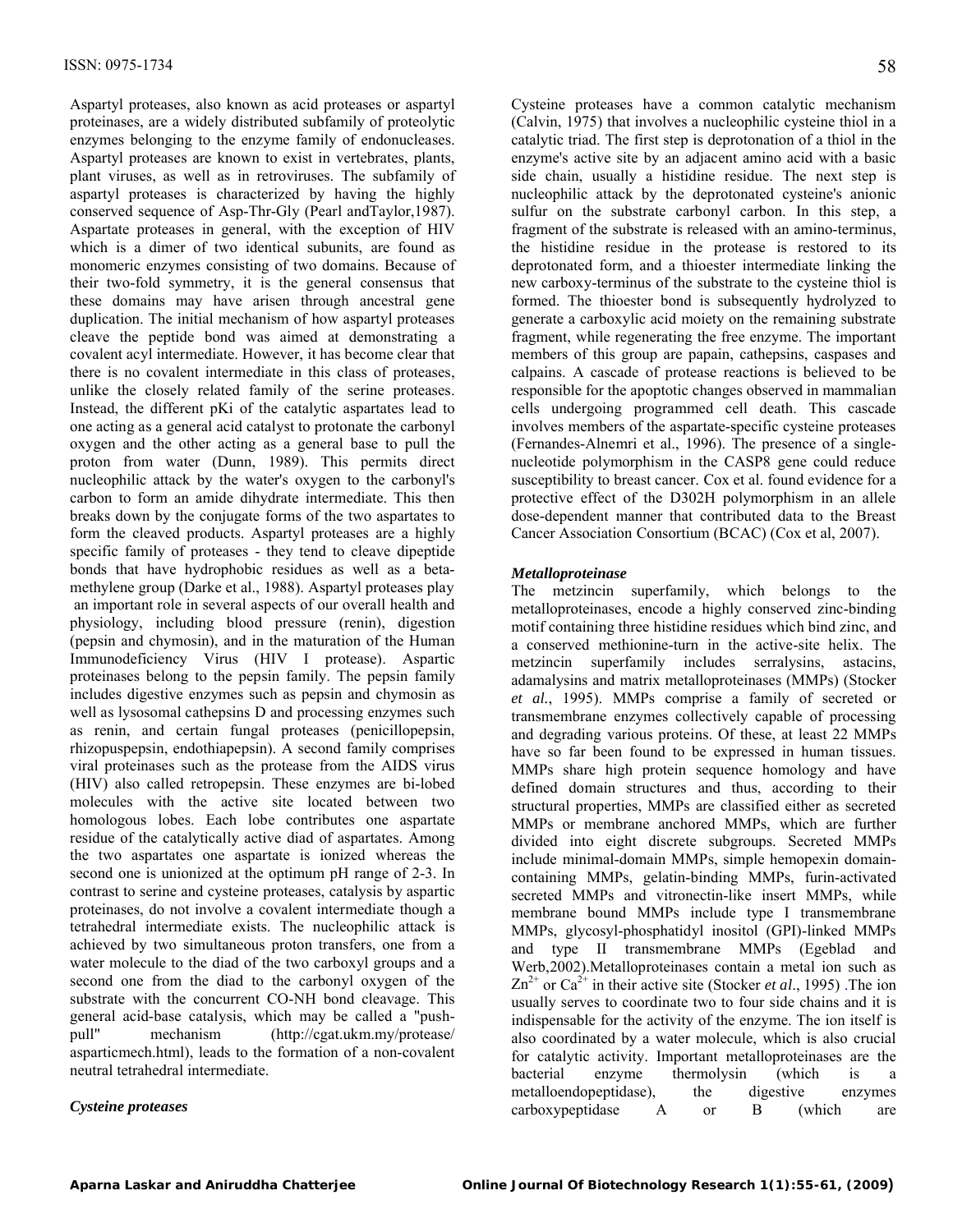Aspartyl proteases, also known as acid proteases or aspartyl proteinases, are a widely distributed subfamily of proteolytic enzymes belonging to the enzyme family of endonucleases. Aspartyl proteases are known to exist in vertebrates, plants, plant viruses, as well as in retroviruses. The subfamily of aspartyl proteases is characterized by having the highly conserved sequence of Asp-Thr-Gly (Pearl andTaylor,1987). Aspartate proteases in general, with the exception of HIV which is a dimer of two identical subunits, are found as monomeric enzymes consisting of two domains. Because of their two-fold symmetry, it is the general consensus that these domains may have arisen through ancestral gene duplication. The initial mechanism of how aspartyl proteases cleave the peptide bond was aimed at demonstrating a covalent acyl intermediate. However, it has become clear that there is no covalent intermediate in this class of proteases, unlike the closely related family of the serine proteases. Instead, the different pKi of the catalytic aspartates lead to one acting as a general acid catalyst to protonate the carbonyl oxygen and the other acting as a general base to pull the proton from water (Dunn, 1989). This permits direct nucleophilic attack by the water's oxygen to the carbonyl's carbon to form an amide dihydrate intermediate. This then breaks down by the conjugate forms of the two aspartates to form the cleaved products. Aspartyl proteases are a highly specific family of proteases - they tend to cleave dipeptide bonds that have hydrophobic residues as well as a beta-methylene group (Darke et al., 1988). Aspartyl proteases play an important role in several aspects of our overall health and physiology, including blood pressure (renin), digestion (pepsin and chymosin), and in the maturation of the Human Immunodeficiency Virus (HIV I protease). Aspartic proteinases belong to the pepsin family. The pepsin family includes digestive enzymes such as pepsin and chymosin as well as lysosomal cathepsins D and processing enzymes such as renin, and certain fungal proteases (penicillopepsin, rhizopuspepsin, endothiapepsin). A second family comprises viral proteinases such as the protease from the AIDS virus (HIV) also called retropepsin. These enzymes are bi-lobed molecules with the active site located between two homologous lobes. Each lobe contributes one aspartate residue of the catalytically active diad of aspartates. Among the two aspartates one aspartate is ionized whereas the second one is unionized at the optimum pH range of 2-3. In contrast to serine and cysteine proteases, catalysis by aspartic proteinases, do not involve a covalent intermediate though a tetrahedral intermediate exists. The nucleophilic attack is achieved by two simultaneous proton transfers, one from a water molecule to the diad of the two carboxyl groups and a second one from the diad to the carbonyl oxygen of the substrate with the concurrent CO-NH bond cleavage. This general acid-base catalysis, which may be called a "push-pull" mechanism (http://cgat.ukm.my/protease/asparticmech.html), leads to the formation of a non-covalent neutral tetrahedral intermediate.

### *Cysteine proteases*

Cysteine proteases have a common catalytic mechanism (Calvin, 1975) that involves a nucleophilic cysteine thiol in a catalytic triad. The first step is deprotonation of a thiol in the enzyme's active site by an adjacent amino acid with a basic side chain, usually a histidine residue. The next step is nucleophilic attack by the deprotonated cysteine's anionic sulfur on the substrate carbonyl carbon. In this step, a fragment of the substrate is released with an amino-terminus, the histidine residue in the protease is restored to its deprotonated form, and a thioester intermediate linking the new carboxy-terminus of the substrate to the cysteine thiol is formed. The thioester bond is subsequently hydrolyzed to generate a carboxylic acid moiety on the remaining substrate fragment, while regenerating the free enzyme. The important members of this group are papain, cathepsins, caspases and calpains. A cascade of protease reactions is believed to be responsible for the apoptotic changes observed in mammalian cells undergoing programmed cell death. This cascade involves members of the aspartate-specific cysteine proteases (Fernandes-Alnemri et al., 1996). The presence of a single-nucleotide polymorphism in the CASP8 gene could reduce susceptibility to breast cancer. Cox et al. found evidence for a protective effect of the D302H polymorphism in an allele dose-dependent manner that contributed data to the Breast Cancer Association Consortium (BCAC) (Cox et al, 2007).

### *Metalloproteinase*

The metzincin superfamily, which belongs to the metalloproteinases, encode a highly conserved zinc-binding motif containing three histidine residues which bind zinc, and a conserved methionine-turn in the active-site helix. The metzincin superfamily includes serralysins, astacins, adamalysins and matrix metalloproteinases (MMPs) (Stocker *et al.*, 1995). MMPs comprise a family of secreted or transmembrane enzymes collectively capable of processing and degrading various proteins. Of these, at least 22 MMPs have so far been found to be expressed in human tissues. MMPs share high protein sequence homology and have defined domain structures and thus, according to their structural properties, MMPs are classified either as secreted MMPs or membrane anchored MMPs, which are further divided into eight discrete subgroups. Secreted MMPs include minimal-domain MMPs, simple hemopexin domain-containing MMPs, gelatin-binding MMPs, furin-activated secreted MMPs and vitronectin-like insert MMPs, while membrane bound MMPs include type I transmembrane MMPs, glycosyl-phosphatidyl inositol (GPI)-linked MMPs and type II transmembrane MMPs (Egeblad and Werb,2002).Metalloproteinases contain a metal ion such as $Zn^{2+}$ or $Ca^{2+}$ in their active site (Stocker *et al*., 1995) .The ion usually serves to coordinate two to four side chains and it is indispensable for the activity of the enzyme. The ion itself is also coordinated by a water molecule, which is also crucial for catalytic activity. Important metalloproteinases are the bacterial enzyme thermolysin (which is a metalloendopeptidase), the digestive enzymes carboxypeptidase A or B (which are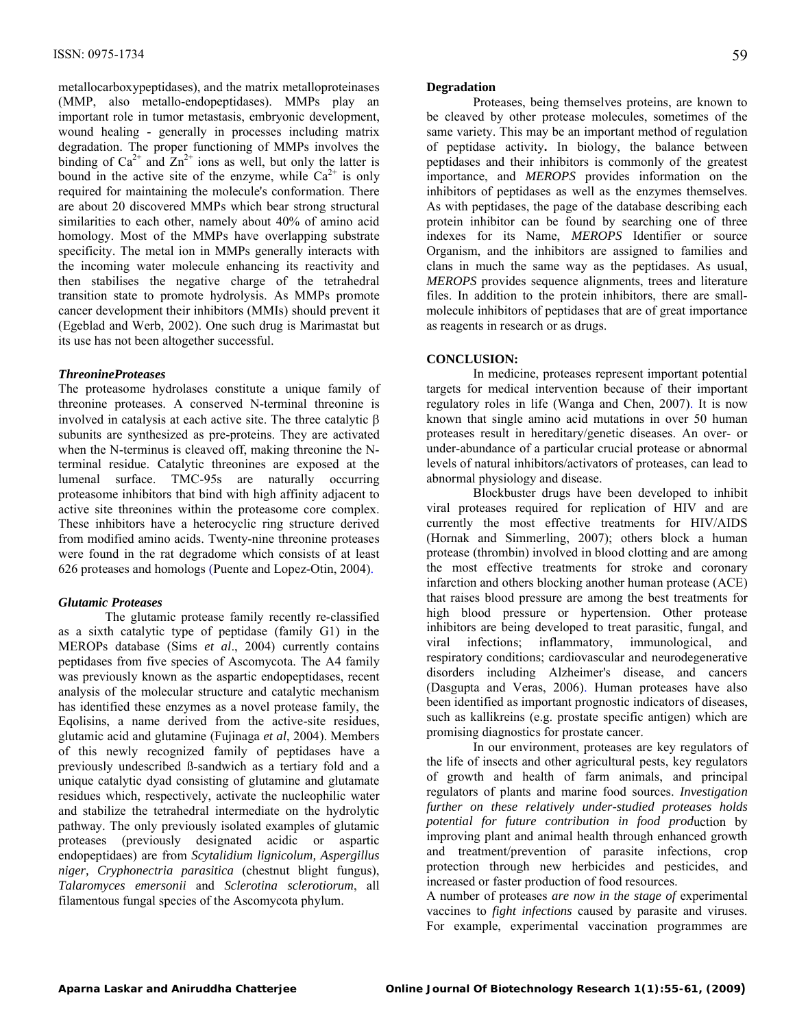metallocarboxypeptidases), and the matrix metalloproteinases (MMP, also metallo-endopeptidases). MMPs play an important role in tumor metastasis, embryonic development, wound healing - generally in processes including matrix degradation. The proper functioning of MMPs involves the binding of $Ca^{2+}$ and $Zn^{2+}$ ions as well, but only the latter is bound in the active site of the enzyme, while $Ca^{2+}$ is only required for maintaining the molecule's conformation. There are about 20 discovered MMPs which bear strong structural similarities to each other, namely about 40% of amino acid homology. Most of the MMPs have overlapping substrate specificity. The metal ion in MMPs generally interacts with the incoming water molecule enhancing its reactivity and then stabilises the negative charge of the tetrahedral transition state to promote hydrolysis. As MMPs promote cancer development their inhibitors (MMIs) should prevent it (Egeblad and Werb, 2002). One such drug is Marimastat but its use has not been altogether successful.

### *ThreonineProteases*

The proteasome hydrolases constitute a unique family of threonine proteases. A conserved N-terminal threonine is involved in catalysis at each active site. The three catalytic β subunits are synthesized as pre-proteins. They are activated when the N-terminus is cleaved off, making threonine the N-terminal residue. Catalytic threonines are exposed at the lumenal surface. TMC-95s are naturally occurring proteasome inhibitors that bind with high affinity adjacent to active site threonines within the proteasome core complex. These inhibitors have a heterocyclic ring structure derived from modified amino acids. Twenty-nine threonine proteases were found in the rat degradome which consists of at least 626 proteases and homologs (Puente and Lopez-Otin, 2004).

### *Glutamic Proteases*

The glutamic protease family recently re-classified as a sixth catalytic type of peptidase (family G1) in the MEROPs database (Sims *et al*., 2004) currently contains peptidases from five species of Ascomycota. The A4 family was previously known as the aspartic endopeptidases, recent analysis of the molecular structure and catalytic mechanism has identified these enzymes as a novel protease family, the Eqolisins, a name derived from the active-site residues, glutamic acid and glutamine (Fujinaga *et al*, 2004). Members of this newly recognized family of peptidases have a previously undescribed ß-sandwich as a tertiary fold and a unique catalytic dyad consisting of glutamine and glutamate residues which, respectively, activate the nucleophilic water and stabilize the tetrahedral intermediate on the hydrolytic pathway. The only previously isolated examples of glutamic proteases (previously designated acidic or aspartic endopeptidaes) are from *Scytalidium lignicolum, Aspergillus niger, Cryphonectria parasitica* (chestnut blight fungus), *Talaromyces emersonii* and *Sclerotina sclerotiorum*, all filamentous fungal species of the Ascomycota phylum.

### Degradation

Proteases, being themselves proteins, are known to be cleaved by other protease molecules, sometimes of the same variety. This may be an important method of regulation of peptidase activity**.** In biology, the balance between peptidases and their inhibitors is commonly of the greatest importance, and *MEROPS* provides information on the inhibitors of peptidases as well as the enzymes themselves. As with peptidases, the page of the database describing each protein inhibitor can be found by searching one of three indexes for its Name, *MEROPS* Identifier or source Organism, and the inhibitors are assigned to families and clans in much the same way as the peptidases. As usual, *MEROPS* provides sequence alignments, trees and literature files. In addition to the protein inhibitors, there are small-molecule inhibitors of peptidases that are of great importance as reagents in research or as drugs.

## CONCLUSION:

In medicine, proteases represent important potential targets for medical intervention because of their important regulatory roles in life (Wanga and Chen, 2007). It is now known that single amino acid mutations in over 50 human proteases result in hereditary/genetic diseases. An over- or under-abundance of a particular crucial protease or abnormal levels of natural inhibitors/activators of proteases, can lead to abnormal physiology and disease.

Blockbuster drugs have been developed to inhibit viral proteases required for replication of HIV and are currently the most effective treatments for HIV/AIDS (Hornak and Simmerling, 2007); others block a human protease (thrombin) involved in blood clotting and are among the most effective treatments for stroke and coronary infarction and others blocking another human protease (ACE) that raises blood pressure are among the best treatments for high blood pressure or hypertension. Other protease inhibitors are being developed to treat parasitic, fungal, and viral infections; inflammatory, immunological, and respiratory conditions; cardiovascular and neurodegenerative disorders including Alzheimer's disease, and cancers (Dasgupta and Veras, 2006). Human proteases have also been identified as important prognostic indicators of diseases, such as kallikreins (e.g. prostate specific antigen) which are promising diagnostics for prostate cancer.

In our environment, proteases are key regulators of the life of insects and other agricultural pests, key regulators of growth and health of farm animals, and principal regulators of plants and marine food sources. *Investigation further on these relatively under-studied proteases holds potential for future contribution in food prod*uction by improving plant and animal health through enhanced growth and treatment/prevention of parasite infections, crop protection through new herbicides and pesticides, and increased or faster production of food resources.

A number of proteases *are now in the stage of* experimental vaccines to *fight infections* caused by parasite and viruses. For example, experimental vaccination programmes are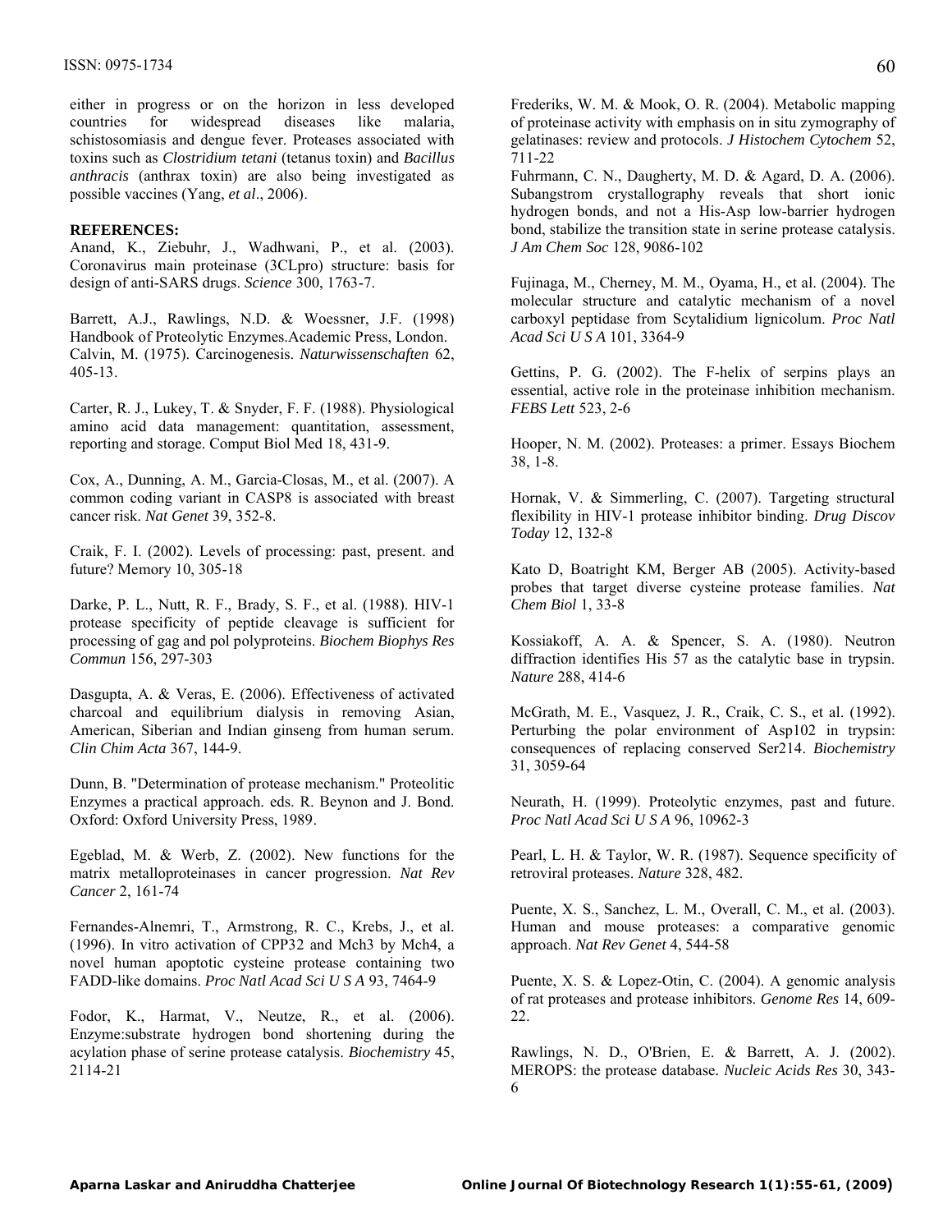either in progress or on the horizon in less developed countries for widespread diseases like malaria, schistosomiasis and dengue fever. Proteases associated with toxins such as *Clostridium tetani* (tetanus toxin) and *Bacillus anthracis* (anthrax toxin) are also being investigated as possible vaccines (Yang, *et al*., 2006).

**REFERENCES:**

Anand, K., Ziebuhr, J., Wadhwani, P., et al. (2003). Coronavirus main proteinase (3CLpro) structure: basis for design of anti-SARS drugs. *Science* 300, 1763-7.

Barrett, A.J., Rawlings, N.D. & Woessner, J.F. (1998) Handbook of Proteolytic Enzymes.Academic Press, London.

Calvin, M. (1975). Carcinogenesis. *Naturwissenschaften* 62, 405-13.

Carter, R. J., Lukey, T. & Snyder, F. F. (1988). Physiological amino acid data management: quantitation, assessment, reporting and storage. Comput Biol Med 18, 431-9.

Cox, A., Dunning, A. M., Garcia-Closas, M., et al. (2007). A common coding variant in CASP8 is associated with breast cancer risk. *Nat Genet* 39, 352-8.

Craik, F. I. (2002). Levels of processing: past, present. and future? Memory 10, 305-18

Darke, P. L., Nutt, R. F., Brady, S. F., et al. (1988). HIV-1 protease specificity of peptide cleavage is sufficient for processing of gag and pol polyproteins. *Biochem Biophys Res Commun* 156, 297-303

Dasgupta, A. & Veras, E. (2006). Effectiveness of activated charcoal and equilibrium dialysis in removing Asian, American, Siberian and Indian ginseng from human serum. *Clin Chim Acta* 367, 144-9.

Dunn, B. "Determination of protease mechanism." Proteolitic Enzymes a practical approach. eds. R. Beynon and J. Bond. Oxford: Oxford University Press, 1989.

Egeblad, M. & Werb, Z. (2002). New functions for the matrix metalloproteinases in cancer progression. *Nat Rev Cancer* 2, 161-74

Fernandes-Alnemri, T., Armstrong, R. C., Krebs, J., et al. (1996). In vitro activation of CPP32 and Mch3 by Mch4, a novel human apoptotic cysteine protease containing two FADD-like domains. *Proc Natl Acad Sci U S A* 93, 7464-9

Fodor, K., Harmat, V., Neutze, R., et al. (2006). Enzyme:substrate hydrogen bond shortening during the acylation phase of serine protease catalysis. *Biochemistry* 45, 2114-21

Frederiks, W. M. & Mook, O. R. (2004). Metabolic mapping of proteinase activity with emphasis on in situ zymography of gelatinases: review and protocols. *J Histochem Cytochem* 52, 711-22

Fuhrmann, C. N., Daugherty, M. D. & Agard, D. A. (2006). Subangstrom crystallography reveals that short ionic hydrogen bonds, and not a His-Asp low-barrier hydrogen bond, stabilize the transition state in serine protease catalysis. *J Am Chem Soc* 128, 9086-102

Fujinaga, M., Cherney, M. M., Oyama, H., et al. (2004). The molecular structure and catalytic mechanism of a novel carboxyl peptidase from Scytalidium lignicolum. *Proc Natl Acad Sci U S A* 101, 3364-9

Gettins, P. G. (2002). The F-helix of serpins plays an essential, active role in the proteinase inhibition mechanism. *FEBS Lett* 523, 2-6

Hooper, N. M. (2002). Proteases: a primer. Essays Biochem 38, 1-8.

Hornak, V. & Simmerling, C. (2007). Targeting structural flexibility in HIV-1 protease inhibitor binding. *Drug Discov Today* 12, 132-8

Kato D, Boatright KM, Berger AB (2005). Activity-based probes that target diverse cysteine protease families. *Nat Chem Biol* 1, 33-8

Kossiakoff, A. A. & Spencer, S. A. (1980). Neutron diffraction identifies His 57 as the catalytic base in trypsin. *Nature* 288, 414-6

McGrath, M. E., Vasquez, J. R., Craik, C. S., et al. (1992). Perturbing the polar environment of Asp102 in trypsin: consequences of replacing conserved Ser214. *Biochemistry* 31, 3059-64

Neurath, H. (1999). Proteolytic enzymes, past and future. *Proc Natl Acad Sci U S A* 96, 10962-3

Pearl, L. H. & Taylor, W. R. (1987). Sequence specificity of retroviral proteases. *Nature* 328, 482.

Puente, X. S., Sanchez, L. M., Overall, C. M., et al. (2003). Human and mouse proteases: a comparative genomic approach. *Nat Rev Genet* 4, 544-58

Puente, X. S. & Lopez-Otin, C. (2004). A genomic analysis of rat proteases and protease inhibitors. *Genome Res* 14, 609-22.

Rawlings, N. D., O'Brien, E. & Barrett, A. J. (2002). MEROPS: the protease database. *Nucleic Acids Res* 30, 343-6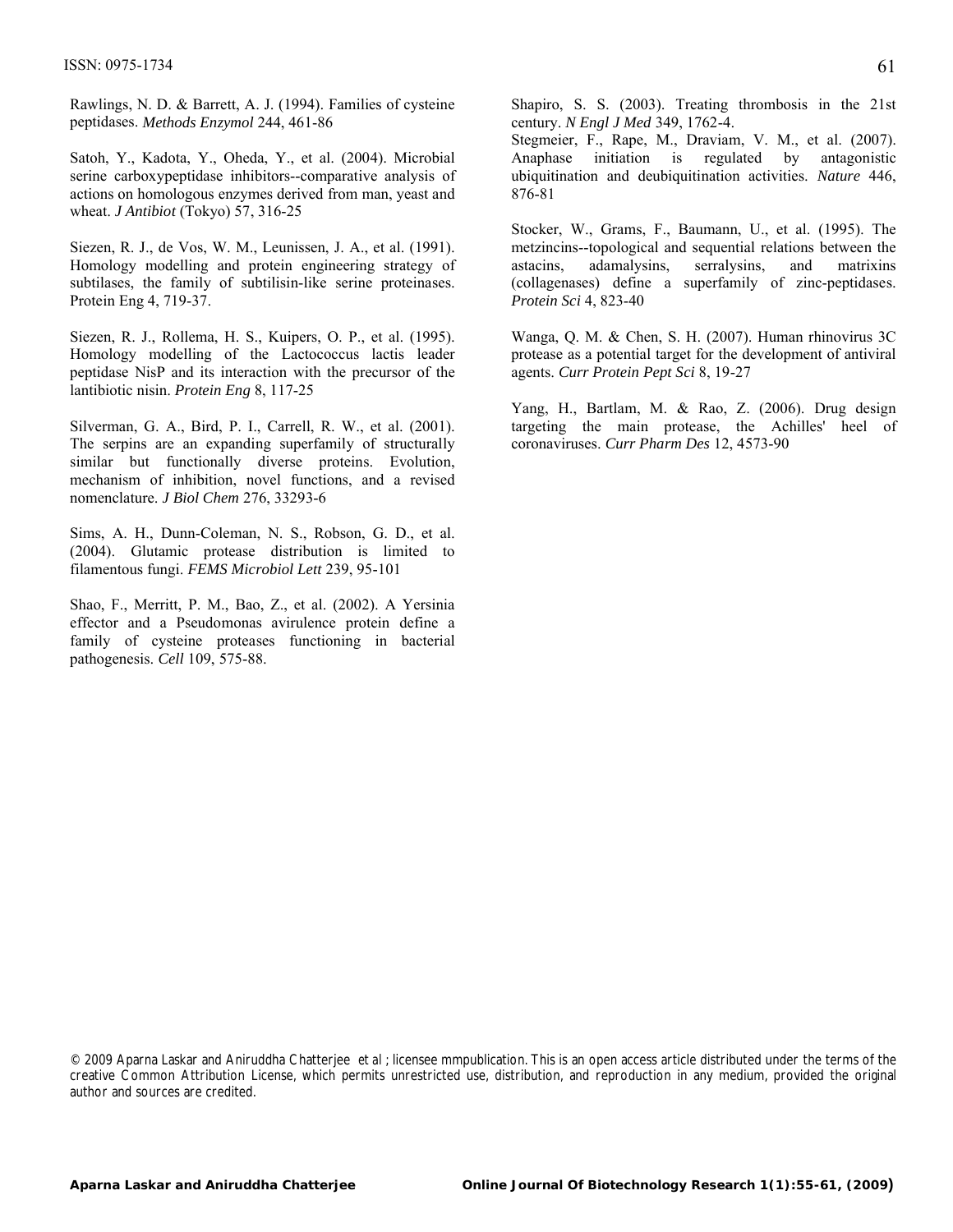Rawlings, N. D. & Barrett, A. J. (1994). Families of cysteine peptidases. *Methods Enzymol* 244, 461-86

Satoh, Y., Kadota, Y., Oheda, Y., et al. (2004). Microbial serine carboxypeptidase inhibitors--comparative analysis of actions on homologous enzymes derived from man, yeast and wheat. *J Antibiot* (Tokyo) 57, 316-25

Siezen, R. J., de Vos, W. M., Leunissen, J. A., et al. (1991). Homology modelling and protein engineering strategy of subtilases, the family of subtilisin-like serine proteinases. Protein Eng 4, 719-37.

Siezen, R. J., Rollema, H. S., Kuipers, O. P., et al. (1995). Homology modelling of the Lactococcus lactis leader peptidase NisP and its interaction with the precursor of the lantibiotic nisin. *Protein Eng* 8, 117-25

Silverman, G. A., Bird, P. I., Carrell, R. W., et al. (2001). The serpins are an expanding superfamily of structurally similar but functionally diverse proteins. Evolution, mechanism of inhibition, novel functions, and a revised nomenclature. *J Biol Chem* 276, 33293-6

Sims, A. H., Dunn-Coleman, N. S., Robson, G. D., et al. (2004). Glutamic protease distribution is limited to filamentous fungi. *FEMS Microbiol Lett* 239, 95-101

Shao, F., Merritt, P. M., Bao, Z., et al. (2002). A Yersinia effector and a Pseudomonas avirulence protein define a family of cysteine proteases functioning in bacterial pathogenesis. *Cell* 109, 575-88.

Shapiro, S. S. (2003). Treating thrombosis in the 21st century. *N Engl J Med* 349, 1762-4.

Stegmeier, F., Rape, M., Draviam, V. M., et al. (2007). Anaphase initiation is regulated by antagonistic ubiquitination and deubiquitination activities. *Nature* 446, 876-81

Stocker, W., Grams, F., Baumann, U., et al. (1995). The metzincins--topological and sequential relations between the astacins, adamalysins, serralysins, and matrixins (collagenases) define a superfamily of zinc-peptidases. *Protein Sci* 4, 823-40

Wanga, Q. M. & Chen, S. H. (2007). Human rhinovirus 3C protease as a potential target for the development of antiviral agents. *Curr Protein Pept Sci* 8, 19-27

Yang, H., Bartlam, M. & Rao, Z. (2006). Drug design targeting the main protease, the Achilles' heel of coronaviruses. *Curr Pharm Des* 12, 4573-90

© 2009 Aparna Laskar and Aniruddha Chatterjee et al ; licensee mmpublication. This is an open access article distributed under the terms of the creative Common Attribution License, which permits unrestricted use, distribution, and reproduction in any medium, provided the original author and sources are credited.